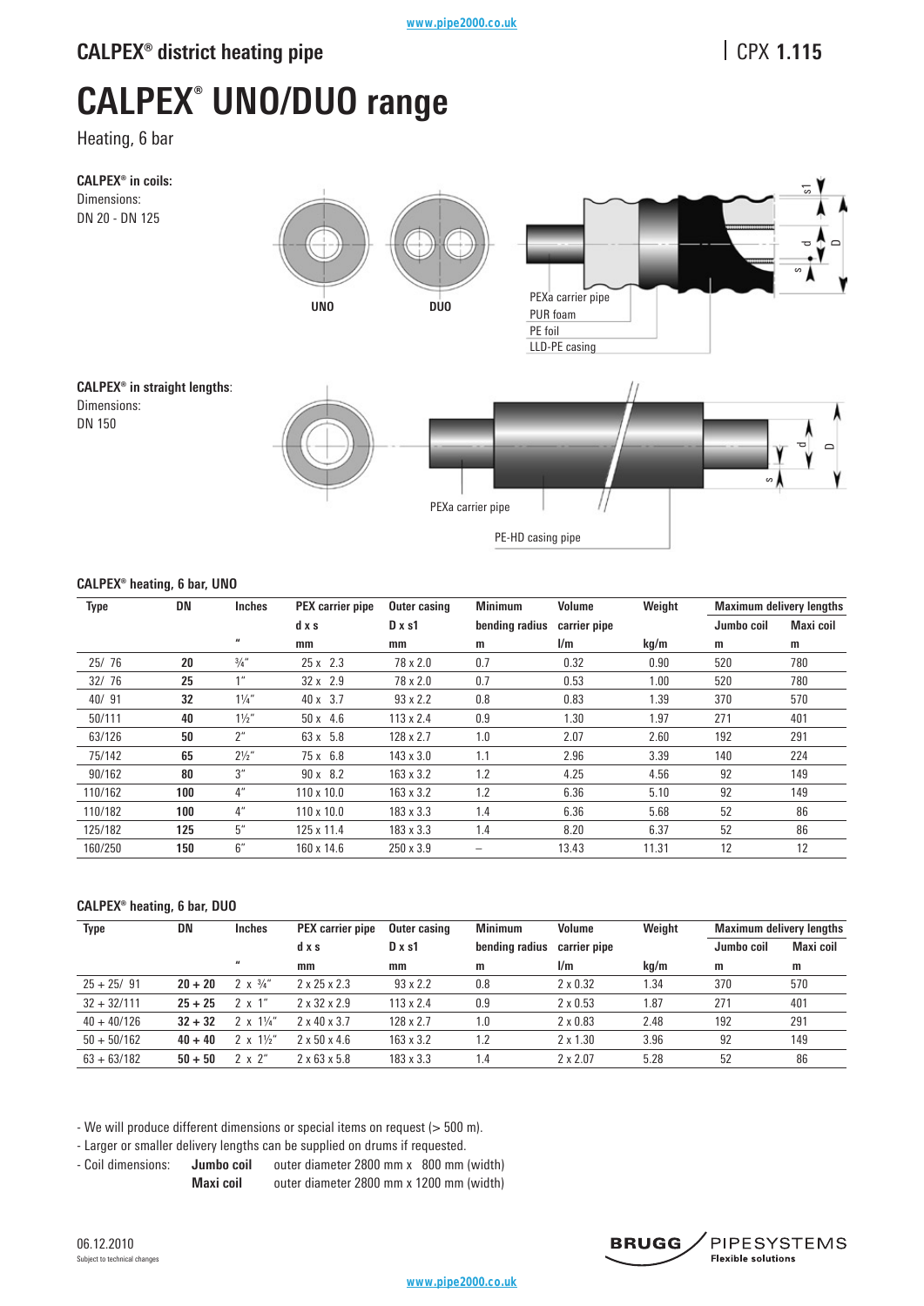CALPEX® district heating pipe | CPX **1.115**

# CALPEX® UNO/DUO range

Heating, 6 bar

**CALPEX® in coils:**
Dimensions:
DN 20 - DN 125

UNO

DUO

PEXa carrier pipe
PUR foam
PE foil
LLD-PE casing

**CALPEX® in straight lengths**:
Dimensions:
DN 150

PEXa carrier pipe

PE-HD casing pipe

### CALPEX® heating, 6 bar, UNO

| Type | DN | Inches | PEX carrier pipe d x s mm | Outer casing D x s1 mm | Minimum bending radius m | Volume carrier pipe l/m | Weight kg/m | Maximum delivery lengths Jumbo coil m | Maximum delivery lengths Maxi coil m |
|---|---|---|---|---|---|---|---|---|---|
| 25/ 76 | **20** | ¾" | 25 x 2.3 | 78 x 2.0 | 0.7 | 0.32 | 0.90 | 520 | 780 |
| 32/ 76 | **25** | 1" | 32 x 2.9 | 78 x 2.0 | 0.7 | 0.53 | 1.00 | 520 | 780 |
| 40/ 91 | **32** | 1¼" | 40 x 3.7 | 93 x 2.2 | 0.8 | 0.83 | 1.39 | 370 | 570 |
| 50/111 | **40** | 1½" | 50 x 4.6 | 113 x 2.4 | 0.9 | 1.30 | 1.97 | 271 | 401 |
| 63/126 | **50** | 2" | 63 x 5.8 | 128 x 2.7 | 1.0 | 2.07 | 2.60 | 192 | 291 |
| 75/142 | **65** | 2½" | 75 x 6.8 | 143 x 3.0 | 1.1 | 2.96 | 3.39 | 140 | 224 |
| 90/162 | **80** | 3" | 90 x 8.2 | 163 x 3.2 | 1.2 | 4.25 | 4.56 | 92 | 149 |
| 110/162 | **100** | 4" | 110 x 10.0 | 163 x 3.2 | 1.2 | 6.36 | 5.10 | 92 | 149 |
| 110/182 | **100** | 4" | 110 x 10.0 | 183 x 3.3 | 1.4 | 6.36 | 5.68 | 52 | 86 |
| 125/182 | **125** | 5" | 125 x 11.4 | 183 x 3.3 | 1.4 | 8.20 | 6.37 | 52 | 86 |
| 160/250 | **150** | 6" | 160 x 14.6 | 250 x 3.9 | – | 13.43 | 11.31 | 12 | 12 |

### CALPEX® heating, 6 bar, DUO

| Type | DN | Inches | PEX carrier pipe d x s mm | Outer casing D x s1 mm | Minimum bending radius m | Volume carrier pipe l/m | Weight kg/m | Maximum delivery lengths Jumbo coil m | Maximum delivery lengths Maxi coil m |
|---|---|---|---|---|---|---|---|---|---|
| 25 + 25/ 91 | **20 + 20** | 2 x ¾" | 2 x 25 x 2.3 | 93 x 2.2 | 0.8 | 2 x 0.32 | 1.34 | 370 | 570 |
| 32 + 32/111 | **25 + 25** | 2 x 1" | 2 x 32 x 2.9 | 113 x 2.4 | 0.9 | 2 x 0.53 | 1.87 | 271 | 401 |
| 40 + 40/126 | **32 + 32** | 2 x 1¼" | 2 x 40 x 3.7 | 128 x 2.7 | 1.0 | 2 x 0.83 | 2.48 | 192 | 291 |
| 50 + 50/162 | **40 + 40** | 2 x 1½" | 2 x 50 x 4.6 | 163 x 3.2 | 1.2 | 2 x 1.30 | 3.96 | 92 | 149 |
| 63 + 63/182 | **50 + 50** | 2 x 2" | 2 x 63 x 5.8 | 183 x 3.3 | 1.4 | 2 x 2.07 | 5.28 | 52 | 86 |

- We will produce different dimensions or special items on request (> 500 m).
- Larger or smaller delivery lengths can be supplied on drums if requested.
- Coil dimensions: **Jumbo coil** outer diameter 2800 mm x 800 mm (width)
  **Maxi coil** outer diameter 2800 mm x 1200 mm (width)

06.12.2010
Subject to technical changes

BRUGG PIPESYSTEMS Flexible solutions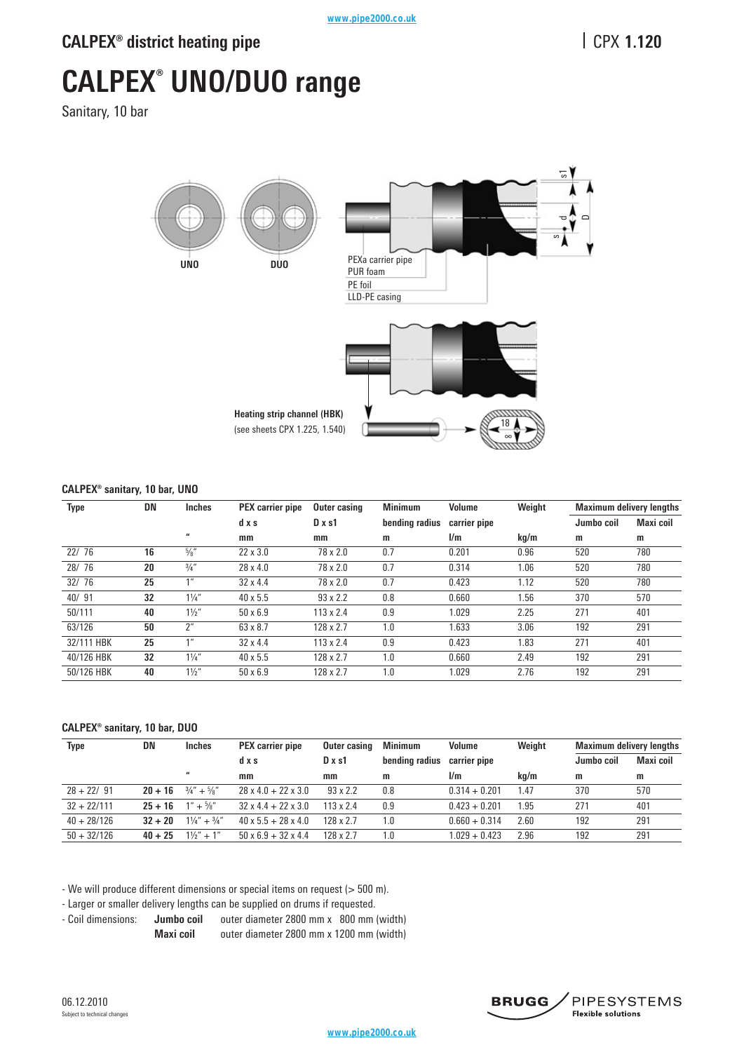CALPEX® district heating pipe | CPX **1.120**

# CALPEX® UNO/DUO range

Sanitary, 10 bar

UNO DUO

PEXa carrier pipe
PUR foam
PE foil
LLD-PE casing

**Heating strip channel (HBK)**
(see sheets CPX 1.225, 1.540)

### CALPEX® sanitary, 10 bar, UNO

| Type | DN | Inches | PEX carrier pipe | Outer casing | Minimum | Volume | Weight | Maximum delivery lengths | |
|---|---|---|---|---|---|---|---|---|---|
| | | | d x s | D x s1 | bending radius | carrier pipe | | Jumbo coil | Maxi coil |
| | | " | mm | mm | m | l/m | kg/m | m | m |
| 22/ 76 | **16** | ⅝" | 22 x 3.0 | 78 x 2.0 | 0.7 | 0.201 | 0.96 | 520 | 780 |
| 28/ 76 | **20** | ¾" | 28 x 4.0 | 78 x 2.0 | 0.7 | 0.314 | 1.06 | 520 | 780 |
| 32/ 76 | **25** | 1" | 32 x 4.4 | 78 x 2.0 | 0.7 | 0.423 | 1.12 | 520 | 780 |
| 40/ 91 | **32** | 1¼" | 40 x 5.5 | 93 x 2.2 | 0.8 | 0.660 | 1.56 | 370 | 570 |
| 50/111 | **40** | 1½" | 50 x 6.9 | 113 x 2.4 | 0.9 | 1.029 | 2.25 | 271 | 401 |
| 63/126 | **50** | 2" | 63 x 8.7 | 128 x 2.7 | 1.0 | 1.633 | 3.06 | 192 | 291 |
| 32/111 HBK | **25** | 1" | 32 x 4.4 | 113 x 2.4 | 0.9 | 0.423 | 1.83 | 271 | 401 |
| 40/126 HBK | **32** | 1¼" | 40 x 5.5 | 128 x 2.7 | 1.0 | 0.660 | 2.49 | 192 | 291 |
| 50/126 HBK | **40** | 1½" | 50 x 6.9 | 128 x 2.7 | 1.0 | 1.029 | 2.76 | 192 | 291 |

### CALPEX® sanitary, 10 bar, DUO

| Type | DN | Inches | PEX carrier pipe | Outer casing | Minimum | Volume | Weight | Maximum delivery lengths | |
|---|---|---|---|---|---|---|---|---|---|
| | | | d x s | D x s1 | bending radius | carrier pipe | | Jumbo coil | Maxi coil |
| | | " | mm | mm | m | l/m | kg/m | m | m |
| 28 + 22/ 91 | **20 + 16** | ¾" + ⅝" | 28 x 4.0 + 22 x 3.0 | 93 x 2.2 | 0.8 | 0.314 + 0.201 | 1.47 | 370 | 570 |
| 32 + 22/111 | **25 + 16** | 1" + ⅝" | 32 x 4.4 + 22 x 3.0 | 113 x 2.4 | 0.9 | 0.423 + 0.201 | 1.95 | 271 | 401 |
| 40 + 28/126 | **32 + 20** | 1¼" + ¾" | 40 x 5.5 + 28 x 4.0 | 128 x 2.7 | 1.0 | 0.660 + 0.314 | 2.60 | 192 | 291 |
| 50 + 32/126 | **40 + 25** | 1½" + 1" | 50 x 6.9 + 32 x 4.4 | 128 x 2.7 | 1.0 | 1.029 + 0.423 | 2.96 | 192 | 291 |

- We will produce different dimensions or special items on request (> 500 m).
- Larger or smaller delivery lengths can be supplied on drums if requested.
- Coil dimensions: **Jumbo coil** outer diameter 2800 mm x 800 mm (width)
  **Maxi coil** outer diameter 2800 mm x 1200 mm (width)

06.12.2010
Subject to technical changes

BRUGG PIPESYSTEMS
Flexible solutions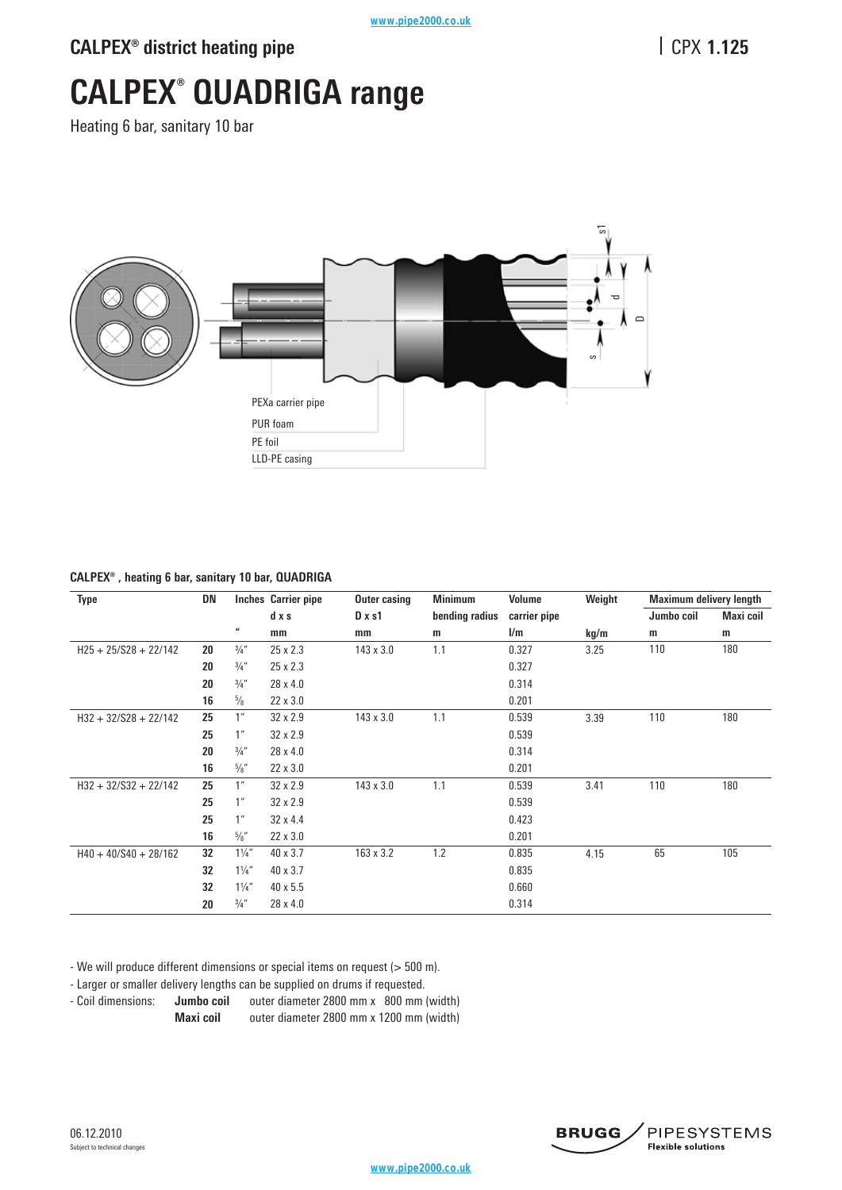## CALPEX® district heating pipe

CPX **1.125**

# CALPEX® QUADRIGA range

Heating 6 bar, sanitary 10 bar

PEXa carrier pipe

PUR foam

PE foil

LLD-PE casing

**CALPEX®, heating 6 bar, sanitary 10 bar, QUADRIGA**

| Type | DN | Inches | Carrier pipe | Outer casing | Minimum | Volume | Weight | Maximum delivery length | |
|---|---|---|---|---|---|---|---|---|---|
| | | | d x s | D x s1 | bending radius | carrier pipe | | Jumbo coil | Maxi coil |
| | | " | mm | mm | m | l/m | kg/m | m | m |
| H25 + 25/S28 + 22/142 | **20** | ¾" | 25 x 2.3 | 143 x 3.0 | 1.1 | 0.327 | 3.25 | 110 | 180 |
| | **20** | ¾" | 25 x 2.3 | | | 0.327 | | | |
| | **20** | ¾" | 28 x 4.0 | | | 0.314 | | | |
| | **16** | ⅝ | 22 x 3.0 | | | 0.201 | | | |
| H32 + 32/S28 + 22/142 | **25** | 1" | 32 x 2.9 | 143 x 3.0 | 1.1 | 0.539 | 3.39 | 110 | 180 |
| | **25** | 1" | 32 x 2.9 | | | 0.539 | | | |
| | **20** | ¾" | 28 x 4.0 | | | 0.314 | | | |
| | **16** | ⅝" | 22 x 3.0 | | | 0.201 | | | |
| H32 + 32/S32 + 22/142 | **25** | 1" | 32 x 2.9 | 143 x 3.0 | 1.1 | 0.539 | 3.41 | 110 | 180 |
| | **25** | 1" | 32 x 2.9 | | | 0.539 | | | |
| | **25** | 1" | 32 x 4.4 | | | 0.423 | | | |
| | **16** | ⅝" | 22 x 3.0 | | | 0.201 | | | |
| H40 + 40/S40 + 28/162 | **32** | 1¼" | 40 x 3.7 | 163 x 3.2 | 1.2 | 0.835 | 4.15 | 65 | 105 |
| | **32** | 1¼" | 40 x 3.7 | | | 0.835 | | | |
| | **32** | 1¼" | 40 x 5.5 | | | 0.660 | | | |
| | **20** | ¾" | 28 x 4.0 | | | 0.314 | | | |

- We will produce different dimensions or special items on request (> 500 m).
- Larger or smaller delivery lengths can be supplied on drums if requested.
- Coil dimensions: **Jumbo coil** outer diameter 2800 mm x 800 mm (width)
  **Maxi coil** outer diameter 2800 mm x 1200 mm (width)

06.12.2010
Subject to technical changes

BRUGG PIPESYSTEMS Flexible solutions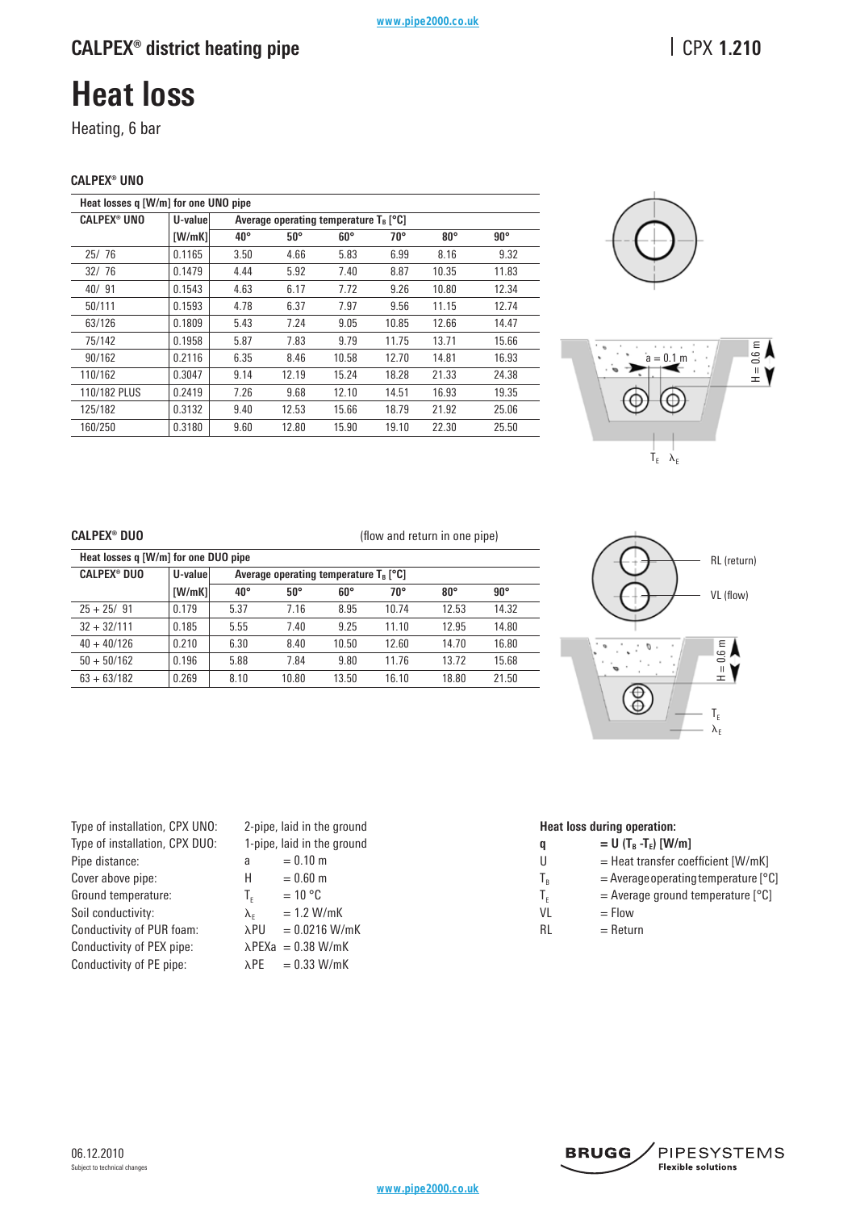## CALPEX® district heating pipe

CPX 1.210

# Heat loss

Heating, 6 bar

### CALPEX® UNO

| Heat losses q [W/m] for one UNO pipe | | | | | | | |
|---|---|---|---|---|---|---|---|
| CALPEX® UNO | U-value | Average operating temperature $T_B$ [°C] | | | | | |
| | [W/mK] | 40° | 50° | 60° | 70° | 80° | 90° |
| 25/ 76 | 0.1165 | 3.50 | 4.66 | 5.83 | 6.99 | 8.16 | 9.32 |
| 32/ 76 | 0.1479 | 4.44 | 5.92 | 7.40 | 8.87 | 10.35 | 11.83 |
| 40/ 91 | 0.1543 | 4.63 | 6.17 | 7.72 | 9.26 | 10.80 | 12.34 |
| 50/111 | 0.1593 | 4.78 | 6.37 | 7.97 | 9.56 | 11.15 | 12.74 |
| 63/126 | 0.1809 | 5.43 | 7.24 | 9.05 | 10.85 | 12.66 | 14.47 |
| 75/142 | 0.1958 | 5.87 | 7.83 | 9.79 | 11.75 | 13.71 | 15.66 |
| 90/162 | 0.2116 | 6.35 | 8.46 | 10.58 | 12.70 | 14.81 | 16.93 |
| 110/162 | 0.3047 | 9.14 | 12.19 | 15.24 | 18.28 | 21.33 | 24.38 |
| 110/182 PLUS | 0.2419 | 7.26 | 9.68 | 12.10 | 14.51 | 16.93 | 19.35 |
| 125/182 | 0.3132 | 9.40 | 12.53 | 15.66 | 18.79 | 21.92 | 25.06 |
| 160/250 | 0.3180 | 9.60 | 12.80 | 15.90 | 19.10 | 22.30 | 25.50 |

a = 0.1 m

H = 0.6 m

$T_E$ $\lambda_E$

### CALPEX® DUO

(flow and return in one pipe)

| Heat losses q [W/m] for one DUO pipe | | | | | | | |
|---|---|---|---|---|---|---|---|
| CALPEX® DUO | U-value | Average operating temperature $T_B$ [°C] | | | | | |
| | [W/mK] | 40° | 50° | 60° | 70° | 80° | 90° |
| 25 + 25/ 91 | 0.179 | 5.37 | 7.16 | 8.95 | 10.74 | 12.53 | 14.32 |
| 32 + 32/111 | 0.185 | 5.55 | 7.40 | 9.25 | 11.10 | 12.95 | 14.80 |
| 40 + 40/126 | 0.210 | 6.30 | 8.40 | 10.50 | 12.60 | 14.70 | 16.80 |
| 50 + 50/162 | 0.196 | 5.88 | 7.84 | 9.80 | 11.76 | 13.72 | 15.68 |
| 63 + 63/182 | 0.269 | 8.10 | 10.80 | 13.50 | 16.10 | 18.80 | 21.50 |

RL (return)

VL (flow)

H = 0.6 m

$T_E$

$\lambda_E$

| | | |
|---|---|---|
| Type of installation, CPX UNO: | 2-pipe, laid in the ground | |
| Type of installation, CPX DUO: | 1-pipe, laid in the ground | |
| Pipe distance: | a | = 0.10 m |
| Cover above pipe: | H | = 0.60 m |
| Ground temperature: | $T_E$ | = 10 °C |
| Soil conductivity: | $\lambda_E$ | = 1.2 W/mK |
| Conductivity of PUR foam: | $\lambda$PU | = 0.0216 W/mK |
| Conductivity of PEX pipe: | $\lambda$PEXa | = 0.38 W/mK |
| Conductivity of PE pipe: | $\lambda$PE | = 0.33 W/mK |

**Heat loss during operation:**

| | |
|---|---|
| **q** | **= U ($T_B$ - $T_E$) [W/m]** |
| U | = Heat transfer coefficient [W/mK] |
| $T_B$ | = Average operating temperature [°C] |
| $T_E$ | = Average ground temperature [°C] |
| VL | = Flow |
| RL | = Return |

06.12.2010

Subject to technical changes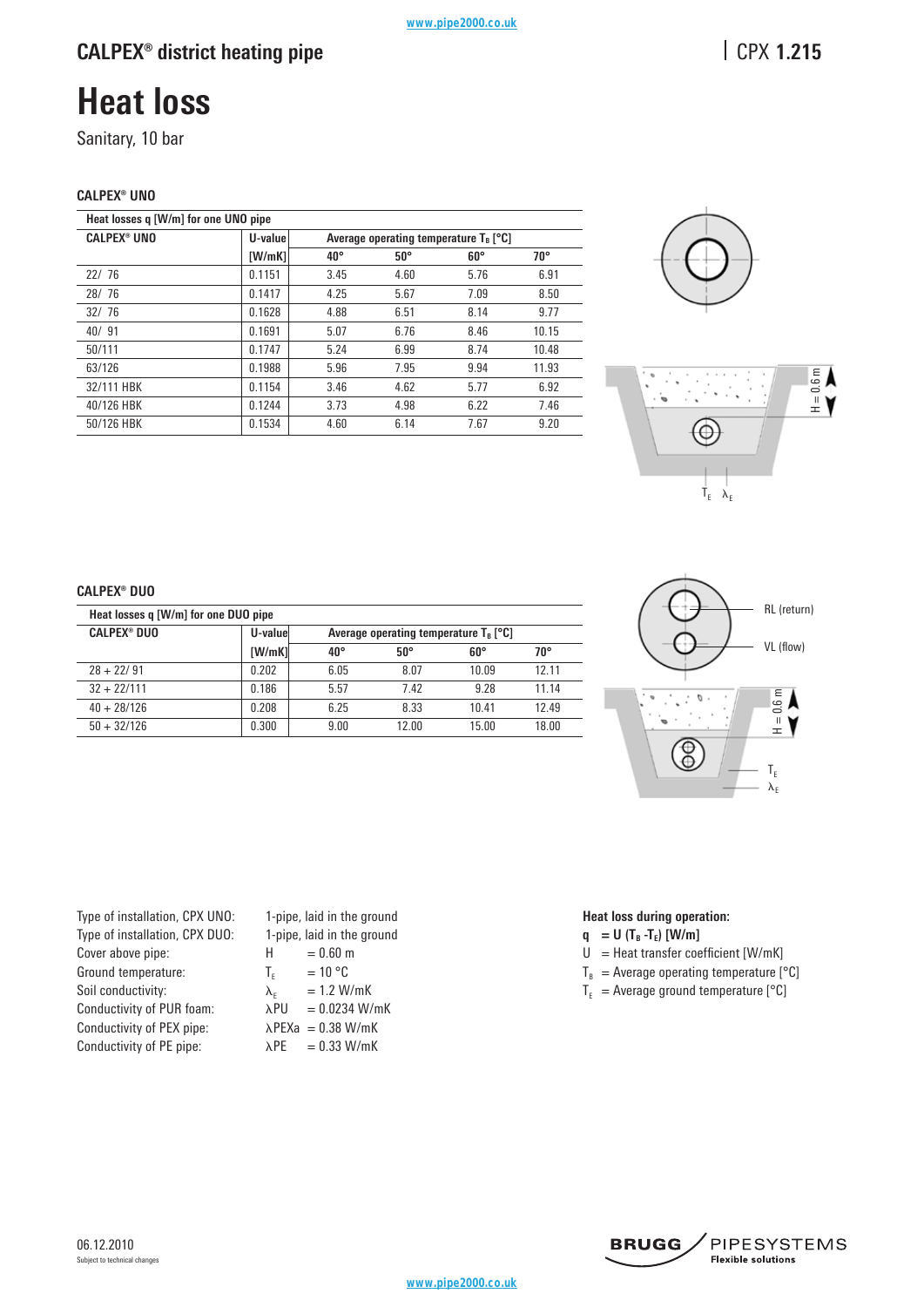## CALPEX® district heating pipe

CPX 1.215

# Heat loss

Sanitary, 10 bar

### CALPEX® UNO

| Heat losses q [W/m] for one UNO pipe | | | | | |
|---|---|---|---|---|---|
| CALPEX® UNO | U-value | Average operating temperature $T_B$ [°C] | | | |
| | [W/mK] | 40° | 50° | 60° | 70° |
| 22/ 76 | 0.1151 | 3.45 | 4.60 | 5.76 | 6.91 |
| 28/ 76 | 0.1417 | 4.25 | 5.67 | 7.09 | 8.50 |
| 32/ 76 | 0.1628 | 4.88 | 6.51 | 8.14 | 9.77 |
| 40/ 91 | 0.1691 | 5.07 | 6.76 | 8.46 | 10.15 |
| 50/111 | 0.1747 | 5.24 | 6.99 | 8.74 | 10.48 |
| 63/126 | 0.1988 | 5.96 | 7.95 | 9.94 | 11.93 |
| 32/111 HBK | 0.1154 | 3.46 | 4.62 | 5.77 | 6.92 |
| 40/126 HBK | 0.1244 | 3.73 | 4.98 | 6.22 | 7.46 |
| 50/126 HBK | 0.1534 | 4.60 | 6.14 | 7.67 | 9.20 |

H = 0.6 m

$T_E$ $\lambda_E$

### CALPEX® DUO

| Heat losses q [W/m] for one DUO pipe | | | | | |
|---|---|---|---|---|---|
| CALPEX® DUO | U-value | Average operating temperature $T_B$ [°C] | | | |
| | [W/mK] | 40° | 50° | 60° | 70° |
| 28 + 22/ 91 | 0.202 | 6.05 | 8.07 | 10.09 | 12.11 |
| 32 + 22/111 | 0.186 | 5.57 | 7.42 | 9.28 | 11.14 |
| 40 + 28/126 | 0.208 | 6.25 | 8.33 | 10.41 | 12.49 |
| 50 + 32/126 | 0.300 | 9.00 | 12.00 | 15.00 | 18.00 |

RL (return)

VL (flow)

H = 0.6 m

$T_E$

$\lambda_E$

| | |
|---|---|
| Type of installation, CPX UNO: | 1-pipe, laid in the ground |
| Type of installation, CPX DUO: | 1-pipe, laid in the ground |
| Cover above pipe: | H = 0.60 m |
| Ground temperature: | $T_E$ = 10 °C |
| Soil conductivity: | $\lambda_E$ = 1.2 W/mK |
| Conductivity of PUR foam: | $\lambda PU$ = 0.0234 W/mK |
| Conductivity of PEX pipe: | $\lambda PEXa$ = 0.38 W/mK |
| Conductivity of PE pipe: | $\lambda PE$ = 0.33 W/mK |

**Heat loss during operation:**

**$q = U (T_B - T_E)$ [W/m]**

U = Heat transfer coefficient [W/mK]

$T_B$ = Average operating temperature [°C]

$T_E$ = Average ground temperature [°C]

06.12.2010

Subject to technical changes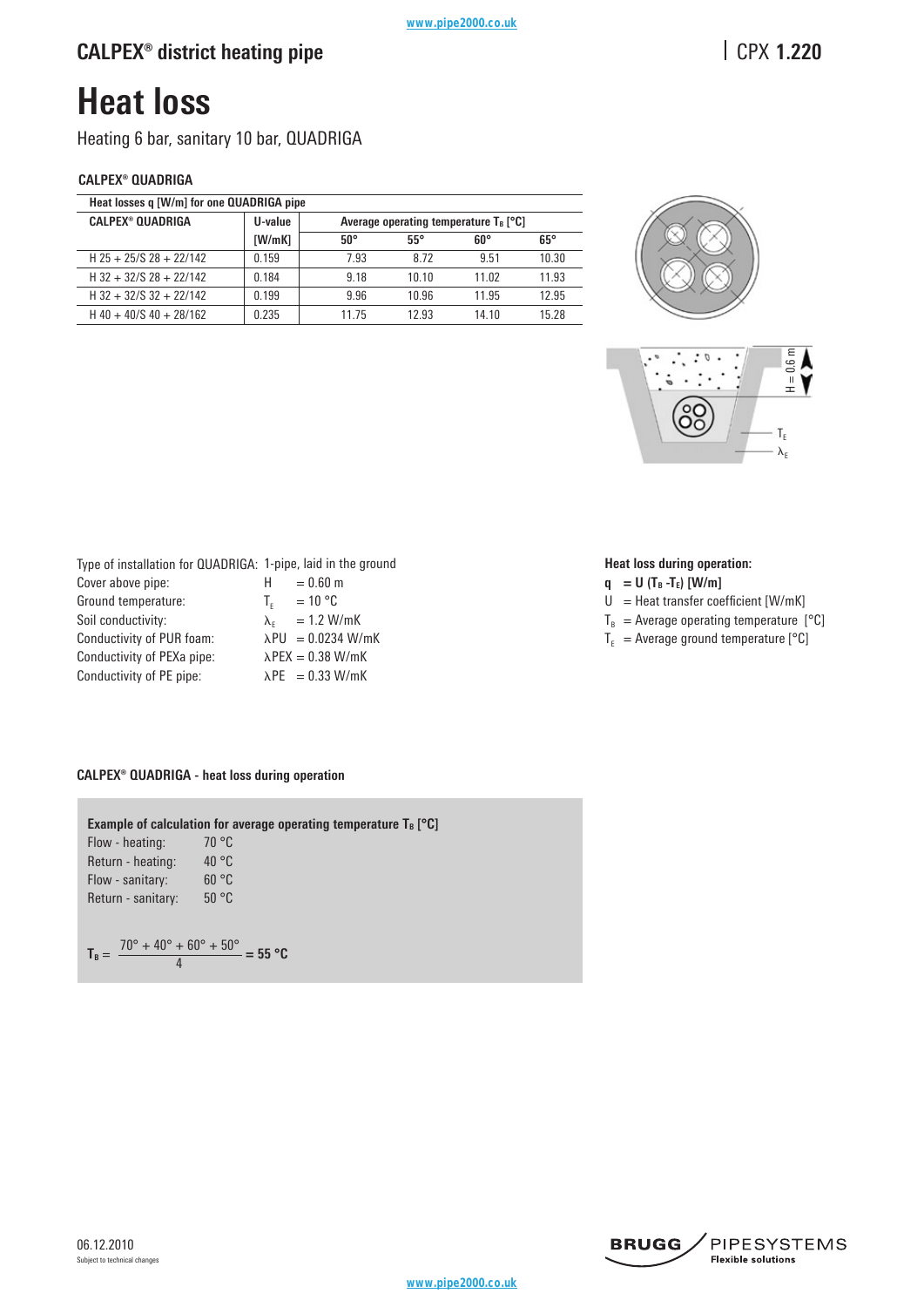# CALPEX® district heating pipe

CPX **1.220**

# Heat loss

Heating 6 bar, sanitary 10 bar, QUADRIGA

### CALPEX® QUADRIGA

**Heat losses q [W/m] for one QUADRIGA pipe**

| CALPEX® QUADRIGA | U-value | Average operating temperature $T_B$ [°C] | | | |
|---|---|---|---|---|---|
| | [W/mK] | 50° | 55° | 60° | 65° |
| H 25 + 25/S 28 + 22/142 | 0.159 | 7.93 | 8.72 | 9.51 | 10.30 |
| H 32 + 32/S 28 + 22/142 | 0.184 | 9.18 | 10.10 | 11.02 | 11.93 |
| H 32 + 32/S 32 + 22/142 | 0.199 | 9.96 | 10.96 | 11.95 | 12.95 |
| H 40 + 40/S 40 + 28/162 | 0.235 | 11.75 | 12.93 | 14.10 | 15.28 |

H = 0.6 m

$T_E$

$\lambda_E$

Type of installation for QUADRIGA: 1-pipe, laid in the ground

| | | |
|---|---|---|
| Cover above pipe: | $H$ | = 0.60 m |
| Ground temperature: | $T_E$ | = 10 °C |
| Soil conductivity: | $\lambda_E$ | = 1.2 W/mK |
| Conductivity of PUR foam: | $\lambda PU$ | = 0.0234 W/mK |
| Conductivity of PEXa pipe: | $\lambda PEX$ | = 0.38 W/mK |
| Conductivity of PE pipe: | $\lambda PE$ | = 0.33 W/mK |

**Heat loss during operation:**

**$q = U (T_B - T_E)$ [W/m]**

- $U$ = Heat transfer coefficient [W/mK]
- $T_B$ = Average operating temperature [°C]
- $T_E$ = Average ground temperature [°C]

**CALPEX® QUADRIGA - heat loss during operation**

**Example of calculation for average operating temperature $T_B$ [°C]**

| | |
|---|---|
| Flow - heating: | 70 °C |
| Return - heating: | 40 °C |
| Flow - sanitary: | 60 °C |
| Return - sanitary: | 50 °C |

$$T_B = \frac{70° + 40° + 60° + 50°}{4} = \mathbf{55\ °C}$$

06.12.2010
Subject to technical changes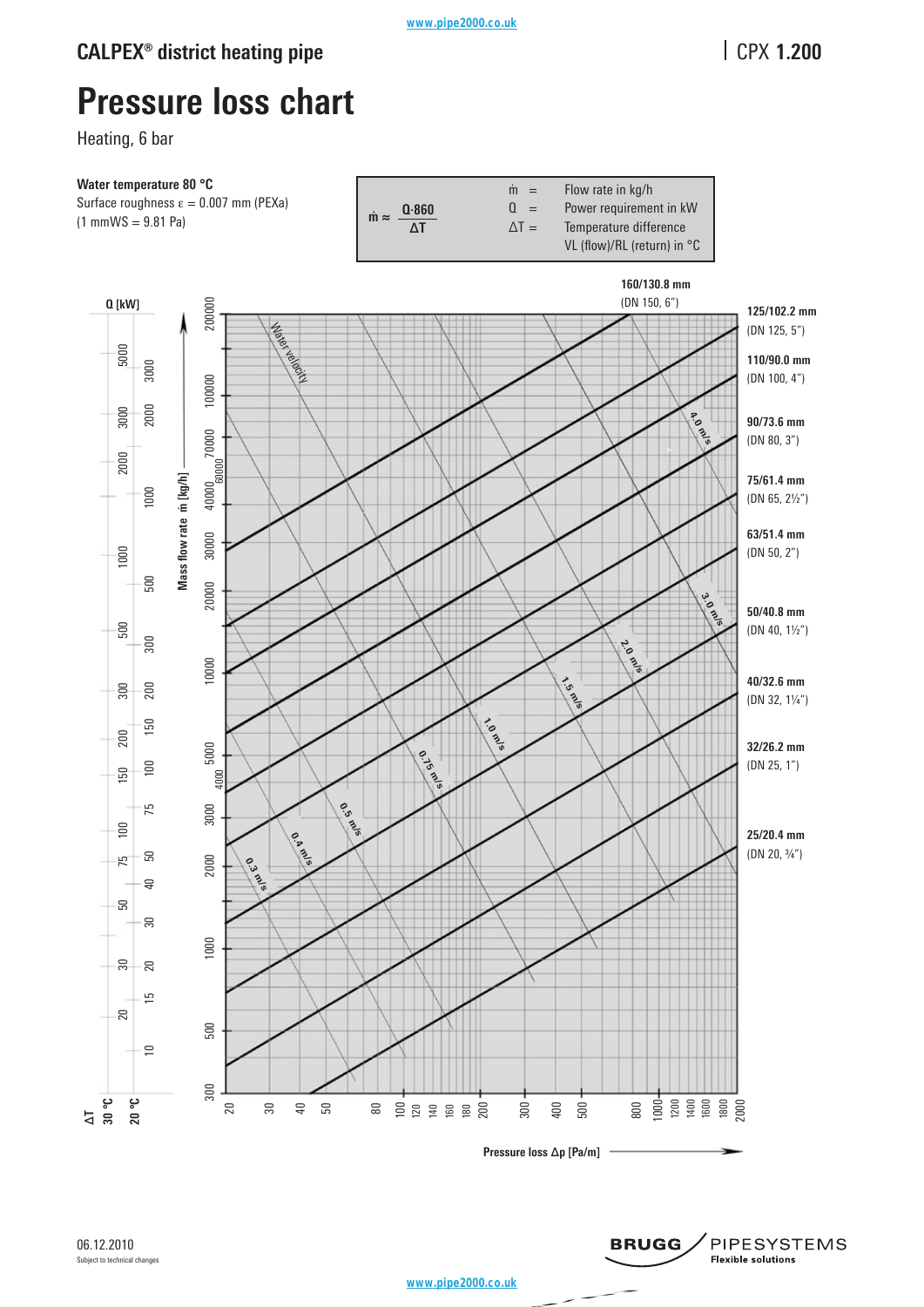CALPEX® district heating pipe

CPX 1.200

# Pressure loss chart

Heating, 6 bar

**Water temperature 80 °C**
Surface roughness ε = 0.007 mm (PEXa)
(1 mmWS = 9.81 Pa)

$$\dot{m} \approx \frac{Q \cdot 860}{\Delta T}$$

| | | |
|---|---|---|
| $\dot{m}$ | = | Flow rate in kg/h |
| Q | = | Power requirement in kW |
| ΔT | = | Temperature difference VL (flow)/RL (return) in °C |

Pipe sizes shown in chart:

- **160/130.8 mm** (DN 150, 6")
- **125/102.2 mm** (DN 125, 5")
- **110/90.0 mm** (DN 100, 4")
- **90/73.6 mm** (DN 80, 3")
- **75/61.4 mm** (DN 65, 2½")
- **63/51.4 mm** (DN 50, 2")
- **50/40.8 mm** (DN 40, 1½")
- **40/32.6 mm** (DN 32, 1¼")
- **32/26.2 mm** (DN 25, 1")
- **25/20.4 mm** (DN 20, ¾")

Water velocity lines: 0.3 m/s, 0.4 m/s, 0.5 m/s, 0.75 m/s, 1.0 m/s, 1.5 m/s, 2.0 m/s, 3.0 m/s, 4.0 m/s

Vertical axes: Q [kW] (ΔT 30 °C, 20 °C); Mass flow rate $\dot{m}$ [kg/h]

Horizontal axis: Pressure loss Δp [Pa/m]

06.12.2010
Subject to technical changes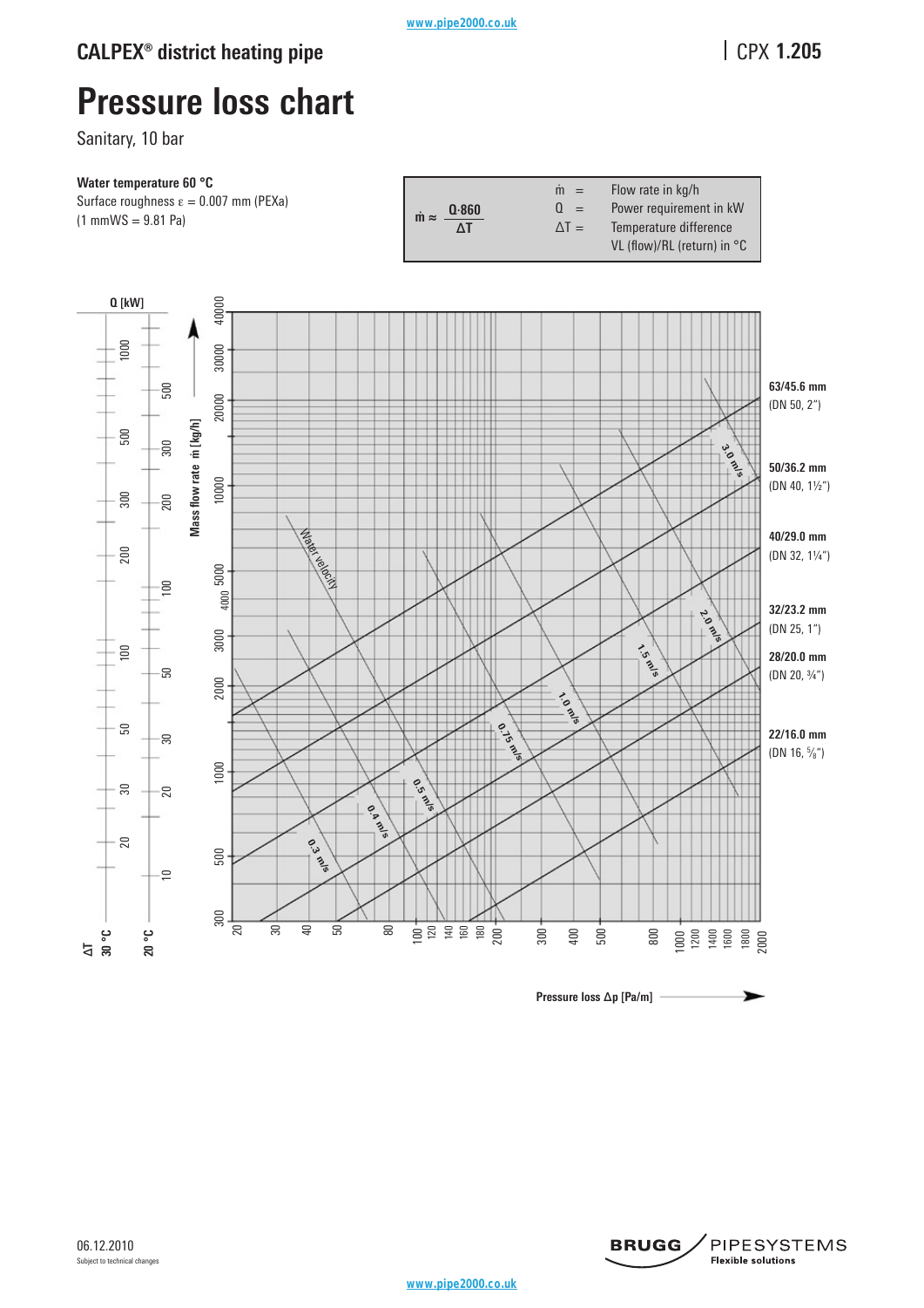CALPEX® district heating pipe

CPX **1.205**

# Pressure loss chart

Sanitary, 10 bar

**Water temperature 60 °C**

Surface roughness ε = 0.007 mm (PEXa)

(1 mmWS = 9.81 Pa)

$$\dot{m} \approx \frac{Q \cdot 860}{\Delta T}$$

| | | |
|---|---|---|
| $\dot{m}$ | = | Flow rate in kg/h |
| Q | = | Power requirement in kW |
| ΔT | = | Temperature difference VL (flow)/RL (return) in °C |

Q [kW]

ΔT 30 °C: 20, 30, 50, 100, 200, 300, 500, 1000

ΔT 20 °C: 10, 20, 30, 50, 100, 200, 300, 500

Mass flow rate $\dot{m}$ [kg/h]: 300, 500, 1000, 2000, 3000, 4000, 5000, 10000, 20000, 30000, 40000

Water velocity: 0.3 m/s, 0.4 m/s, 0.5 m/s, 0.75 m/s, 1.0 m/s, 1.5 m/s, 2.0 m/s, 3.0 m/s

**63/45.6 mm** (DN 50, 2")

**50/36.2 mm** (DN 40, 1½")

**40/29.0 mm** (DN 32, 1¼")

**32/23.2 mm** (DN 25, 1")

**28/20.0 mm** (DN 20, ¾")

**22/16.0 mm** (DN 16, ⅝")

20, 30, 40, 50, 80, 100, 120, 140, 160, 180, 200, 300, 400, 500, 800, 1000, 1200, 1400, 1600, 1800, 2000

Pressure loss Δp [Pa/m]

06.12.2010

Subject to technical changes

BRUGG PIPESYSTEMS Flexible solutions